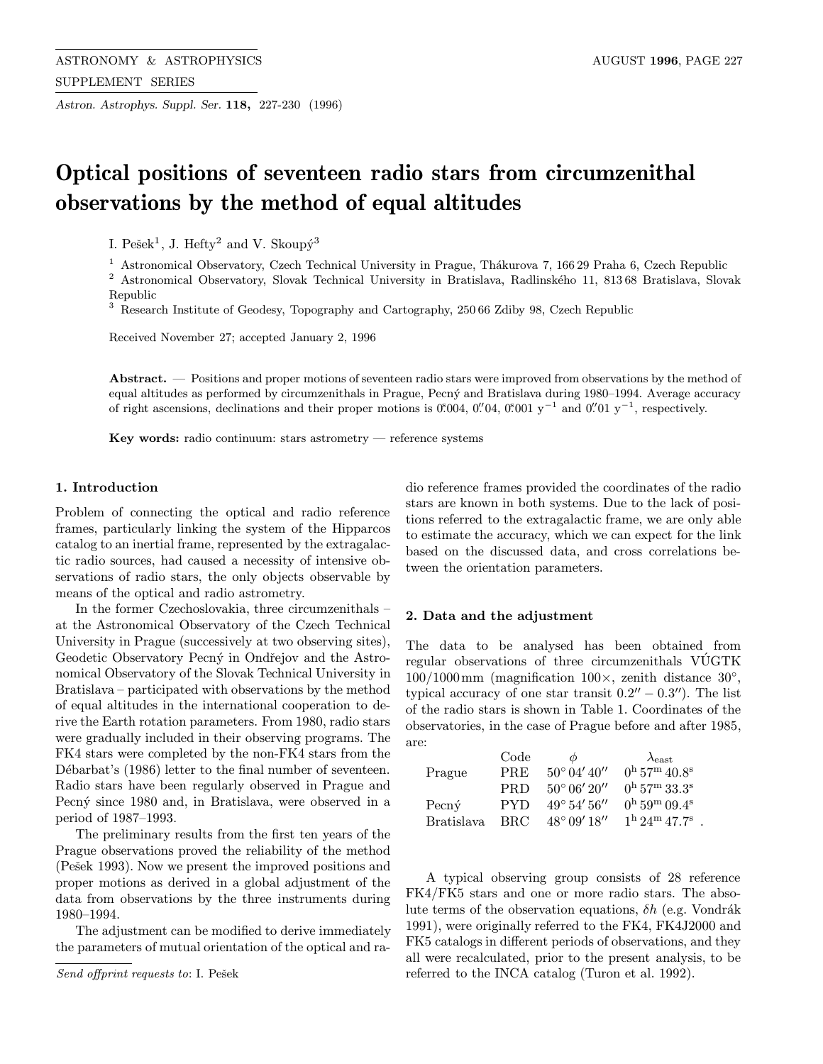# Optical positions of seventeen radio stars from circumzenithal observations by the method of equal altitudes

I. Pešek[1], J. Hefty[2] and V. Skoupý[3]

[1] Astronomical Observatory, Czech Technical University in Prague, Thákurova 7, 166 29 Praha 6, Czech Republic
[2] Astronomical Observatory, Slovak Technical University in Bratislava, Radlinského 11, 813 68 Bratislava, Slovak Republic
[3] Research Institute of Geodesy, Topography and Cartography, 250 66 Zdiby 98, Czech Republic

Received November 27; accepted January 2, 1996

**Abstract.** — Positions and proper motions of seventeen radio stars were improved from observations by the method of equal altitudes as performed by circumzenithals in Prague, Pecný and Bratislava during 1980–1994. Average accuracy of right ascensions, declinations and their proper motions is $0\overset{s}{.}004$, $0\overset{''}{.}04$, $0\overset{s}{.}001$ y$^{-1}$ and $0\overset{''}{.}01$ y$^{-1}$, respectively.

**Key words:** radio continuum: stars astrometry — reference systems

## 1. Introduction

Problem of connecting the optical and radio reference frames, particularly linking the system of the Hipparcos catalog to an inertial frame, represented by the extragalactic radio sources, had caused a necessity of intensive observations of radio stars, the only objects observable by means of the optical and radio astrometry.

In the former Czechoslovakia, three circumzenithals – at the Astronomical Observatory of the Czech Technical University in Prague (successively at two observing sites), Geodetic Observatory Pecný in Ondřejov and the Astronomical Observatory of the Slovak Technical University in Bratislava – participated with observations by the method of equal altitudes in the international cooperation to derive the Earth rotation parameters. From 1980, radio stars were gradually included in their observing programs. The FK4 stars were completed by the non-FK4 stars from the Débarbat's (1986) letter to the final number of seventeen. Radio stars have been regularly observed in Prague and Pecný since 1980 and, in Bratislava, were observed in a period of 1987–1993.

The preliminary results from the first ten years of the Prague observations proved the reliability of the method (Pešek 1993). Now we present the improved positions and proper motions as derived in a global adjustment of the data from observations by the three instruments during 1980–1994.

The adjustment can be modified to derive immediately the parameters of mutual orientation of the optical and radio reference frames provided the coordinates of the radio stars are known in both systems. Due to the lack of positions referred to the extragalactic frame, we are only able to estimate the accuracy, which we can expect for the link based on the discussed data, and cross correlations between the orientation parameters.

## 2. Data and the adjustment

The data to be analysed has been obtained from regular observations of three circumzenithals VÚGTK 100/1000 mm (magnification 100×, zenith distance 30°, typical accuracy of one star transit $0.2'' - 0.3''$). The list of the radio stars is shown in Table 1. Coordinates of the observatories, in the case of Prague before and after 1985, are:

| | Code | $\phi$ | $\lambda_{\rm east}$ |
|---|---|---|---|
| Prague | PRE | $50^\circ\,04'\,40''$ | $0^{\rm h}\,57^{\rm m}\,40.8^{\rm s}$ |
| | PRD | $50^\circ\,06'\,20''$ | $0^{\rm h}\,57^{\rm m}\,33.3^{\rm s}$ |
| Pecný | PYD | $49^\circ\,54'\,56''$ | $0^{\rm h}\,59^{\rm m}\,09.4^{\rm s}$ |
| Bratislava | BRC | $48^\circ\,09'\,18''$ | $1^{\rm h}\,24^{\rm m}\,47.7^{\rm s}$ . |

A typical observing group consists of 28 reference FK4/FK5 stars and one or more radio stars. The absolute terms of the observation equations, $\delta h$ (e.g. Vondrák 1991), were originally referred to the FK4, FK4J2000 and FK5 catalogs in different periods of observations, and they all were recalculated, prior to the present analysis, to be referred to the INCA catalog (Turon et al. 1992).

*Send offprint requests to*: I. Pešek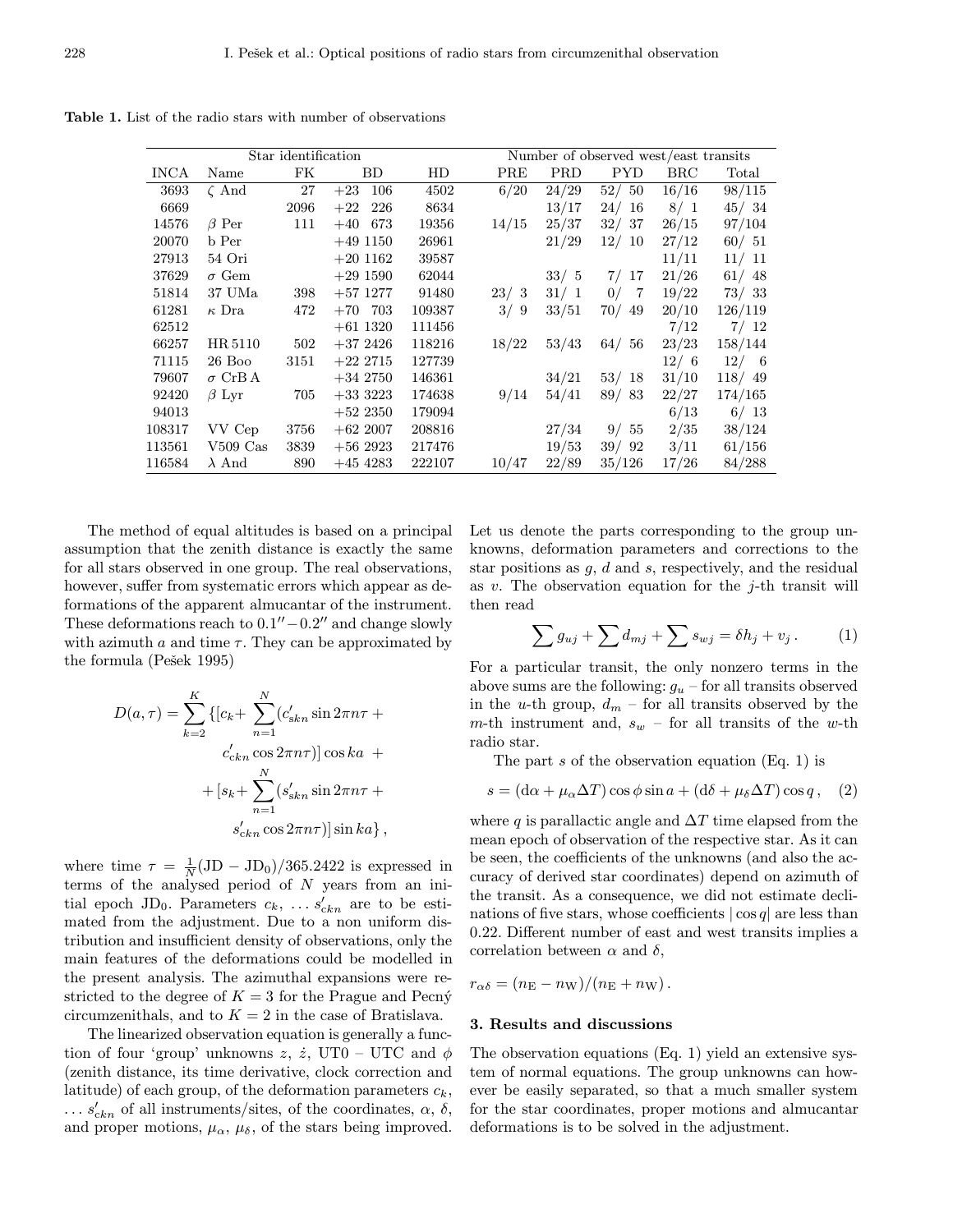**Table 1.** List of the radio stars with number of observations

| Star identification | | | | | Number of observed west/east transits | | | | |
|---|---|---|---|---|---|---|---|---|---|
| INCA | Name | FK | BD | HD | PRE | PRD | PYD | BRC | Total |
| 3693 | $\zeta$ And | 27 | +23 106 | 4502 | 6/20 | 24/29 | 52/ 50 | 16/16 | 98/115 |
| 6669 | | 2096 | +22 226 | 8634 | | 13/17 | 24/ 16 | 8/ 1 | 45/ 34 |
| 14576 | $\beta$ Per | 111 | +40 673 | 19356 | 14/15 | 25/37 | 32/ 37 | 26/15 | 97/104 |
| 20070 | b Per | | +49 1150 | 26961 | | 21/29 | 12/ 10 | 27/12 | 60/ 51 |
| 27913 | 54 Ori | | +20 1162 | 39587 | | | | 11/11 | 11/ 11 |
| 37629 | $\sigma$ Gem | | +29 1590 | 62044 | | 33/ 5 | 7/ 17 | 21/26 | 61/ 48 |
| 51814 | 37 UMa | 398 | +57 1277 | 91480 | 23/ 3 | 31/ 1 | 0/ 7 | 19/22 | 73/ 33 |
| 61281 | $\kappa$ Dra | 472 | +70 703 | 109387 | 3/ 9 | 33/51 | 70/ 49 | 20/10 | 126/119 |
| 62512 | | | +61 1320 | 111456 | | | | 7/12 | 7/ 12 |
| 66257 | HR 5110 | 502 | +37 2426 | 118216 | 18/22 | 53/43 | 64/ 56 | 23/23 | 158/144 |
| 71115 | 26 Boo | 3151 | +22 2715 | 127739 | | | | 12/ 6 | 12/ 6 |
| 79607 | $\sigma$ CrB A | | +34 2750 | 146361 | | 34/21 | 53/ 18 | 31/10 | 118/ 49 |
| 92420 | $\beta$ Lyr | 705 | +33 3223 | 174638 | 9/14 | 54/41 | 89/ 83 | 22/27 | 174/165 |
| 94013 | | | +52 2350 | 179094 | | | | 6/13 | 6/ 13 |
| 108317 | VV Cep | 3756 | +62 2007 | 208816 | | 27/34 | 9/ 55 | 2/35 | 38/124 |
| 113561 | V509 Cas | 3839 | +56 2923 | 217476 | | 19/53 | 39/ 92 | 3/11 | 61/156 |
| 116584 | $\lambda$ And | 890 | +45 4283 | 222107 | 10/47 | 22/89 | 35/126 | 17/26 | 84/288 |

The method of equal altitudes is based on a principal assumption that the zenith distance is exactly the same for all stars observed in one group. The real observations, however, suffer from systematic errors which appear as deformations of the apparent almucantar of the instrument. These deformations reach to $0.1'' - 0.2''$ and change slowly with azimuth $a$ and time $\tau$. They can be approximated by the formula (Pešek 1995)

$$D(a,\tau) = \sum_{k=2}^{K} \{[c_k + \sum_{n=1}^{N}(c'_{skn} \sin 2\pi n\tau + c'_{ckn} \cos 2\pi n\tau)] \cos ka + [s_k + \sum_{n=1}^{N}(s'_{skn} \sin 2\pi n\tau + s'_{ckn} \cos 2\pi n\tau)] \sin ka\} ,$$

where time $\tau = \frac{1}{N}(\mathrm{JD} - \mathrm{JD}_0)/365.2422$ is expressed in terms of the analysed period of $N$ years from an initial epoch $\mathrm{JD}_0$. Parameters $c_k$, $\ldots s'_{ckn}$ are to be estimated from the adjustment. Due to a non uniform distribution and insufficient density of observations, only the main features of the deformations could be modelled in the present analysis. The azimuthal expansions were restricted to the degree of $K = 3$ for the Prague and Pecný circumzenithals, and to $K = 2$ in the case of Bratislava.

The linearized observation equation is generally a function of four 'group' unknowns $z$, $\dot{z}$, UT0 – UTC and $\phi$ (zenith distance, its time derivative, clock correction and latitude) of each group, of the deformation parameters $c_k$, $\ldots s'_{ckn}$ of all instruments/sites, of the coordinates, $\alpha$, $\delta$, and proper motions, $\mu_\alpha$, $\mu_\delta$, of the stars being improved. Let us denote the parts corresponding to the group unknowns, deformation parameters and corrections to the star positions as $g$, $d$ and $s$, respectively, and the residual as $v$. The observation equation for the $j$-th transit will then read

$$\sum g_{uj} + \sum d_{mj} + \sum s_{wj} = \delta h_j + v_j \, . \qquad (1)$$

For a particular transit, the only nonzero terms in the above sums are the following: $g_u$ – for all transits observed in the $u$-th group, $d_m$ – for all transits observed by the $m$-th instrument and, $s_w$ – for all transits of the $w$-th radio star.

The part $s$ of the observation equation (Eq. 1) is

$$s = (\mathrm{d}\alpha + \mu_\alpha \Delta T) \cos\phi \sin a + (\mathrm{d}\delta + \mu_\delta \Delta T) \cos q \, , \quad (2)$$

where $q$ is parallactic angle and $\Delta T$ time elapsed from the mean epoch of observation of the respective star. As it can be seen, the coefficients of the unknowns (and also the accuracy of derived star coordinates) depend on azimuth of the transit. As a consequence, we did not estimate declinations of five stars, whose coefficients $|\cos q|$ are less than 0.22. Different number of east and west transits implies a correlation between $\alpha$ and $\delta$,

$$r_{\alpha\delta} = (n_\mathrm{E} - n_\mathrm{W})/(n_\mathrm{E} + n_\mathrm{W}) \, .$$

## 3. Results and discussions

The observation equations (Eq. 1) yield an extensive system of normal equations. The group unknowns can however be easily separated, so that a much smaller system for the star coordinates, proper motions and almucantar deformations is to be solved in the adjustment.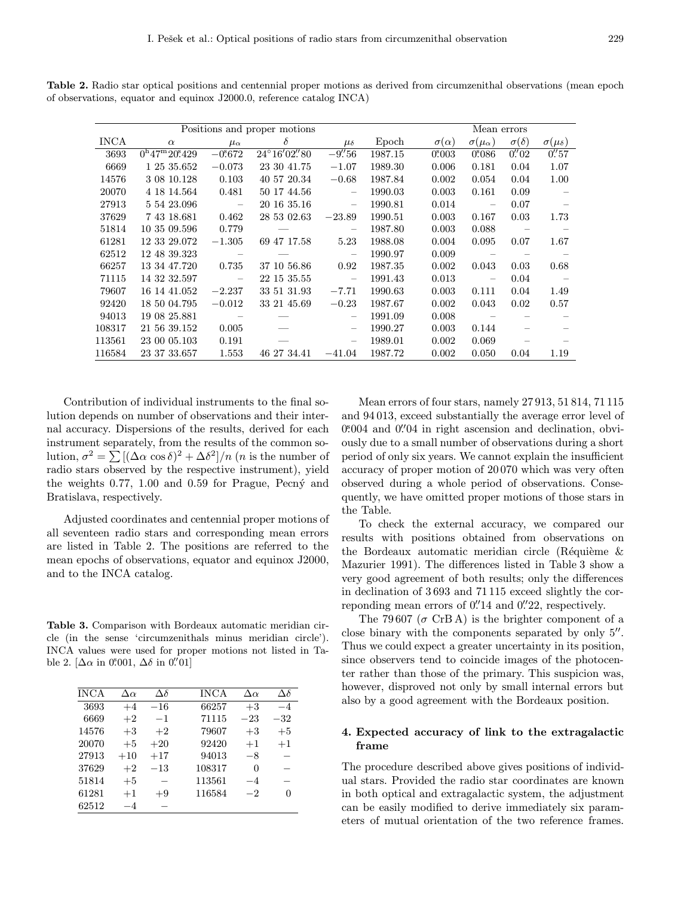**Table 2.** Radio star optical positions and centennial proper motions as derived from circumzenithal observations (mean epoch of observations, equator and equinox J2000.0, reference catalog INCA)

| | Positions and proper motions | | | | | Mean errors | | | |
|---|---|---|---|---|---|---|---|---|---|
| INCA | $\alpha$ | $\mu_\alpha$ | $\delta$ | $\mu_\delta$ | Epoch | $\sigma(\alpha)$ | $\sigma(\mu_\alpha)$ | $\sigma(\delta)$ | $\sigma(\mu_\delta)$ |
| 3693 | $0^h47^m20\overset{s}{.}429$ | $-0\overset{s}{.}672$ | $24°16'02\overset{''}{.}80$ | $-9\overset{''}{.}56$ | 1987.15 | $0\overset{s}{.}003$ | $0\overset{s}{.}086$ | $0\overset{''}{.}02$ | $0\overset{''}{.}57$ |
| 6669 | 1 25 35.652 | −0.073 | 23 30 41.75 | −1.07 | 1989.30 | 0.006 | 0.181 | 0.04 | 1.07 |
| 14576 | 3 08 10.128 | 0.103 | 40 57 20.34 | −0.68 | 1987.84 | 0.002 | 0.054 | 0.04 | 1.00 |
| 20070 | 4 18 14.564 | 0.481 | 50 17 44.56 | – | 1990.03 | 0.003 | 0.161 | 0.09 | – |
| 27913 | 5 54 23.096 | – | 20 16 35.16 | – | 1990.81 | 0.014 | – | 0.07 | – |
| 37629 | 7 43 18.681 | 0.462 | 28 53 02.63 | −23.89 | 1990.51 | 0.003 | 0.167 | 0.03 | 1.73 |
| 51814 | 10 35 09.596 | 0.779 | — | – | 1987.80 | 0.003 | 0.088 | – | – |
| 61281 | 12 33 29.072 | −1.305 | 69 47 17.58 | 5.23 | 1988.08 | 0.004 | 0.095 | 0.07 | 1.67 |
| 62512 | 12 48 39.323 | – | — | – | 1990.97 | 0.009 | – | – | – |
| 66257 | 13 34 47.720 | 0.735 | 37 10 56.86 | 0.92 | 1987.35 | 0.002 | 0.043 | 0.03 | 0.68 |
| 71115 | 14 32 32.597 | – | 22 15 35.55 | – | 1991.43 | 0.013 | – | 0.04 | – |
| 79607 | 16 14 41.052 | −2.237 | 33 51 31.93 | −7.71 | 1990.63 | 0.003 | 0.111 | 0.04 | 1.49 |
| 92420 | 18 50 04.795 | −0.012 | 33 21 45.69 | −0.23 | 1987.67 | 0.002 | 0.043 | 0.02 | 0.57 |
| 94013 | 19 08 25.881 | – | — | – | 1991.09 | 0.008 | – | – | – |
| 108317 | 21 56 39.152 | 0.005 | — | – | 1990.27 | 0.003 | 0.144 | – | – |
| 113561 | 23 00 05.103 | 0.191 | — | – | 1989.01 | 0.002 | 0.069 | – | – |
| 116584 | 23 37 33.657 | 1.553 | 46 27 34.41 | −41.04 | 1987.72 | 0.002 | 0.050 | 0.04 | 1.19 |

Contribution of individual instruments to the final solution depends on number of observations and their internal accuracy. Dispersions of the results, derived for each instrument separately, from the results of the common solution, $\sigma^2 = \sum [(\Delta\alpha \cos\delta)^2 + \Delta\delta^2]/n$ ($n$ is the number of radio stars observed by the respective instrument), yield the weights 0.77, 1.00 and 0.59 for Prague, Pecný and Bratislava, respectively.

Adjusted coordinates and centennial proper motions of all seventeen radio stars and corresponding mean errors are listed in Table 2. The positions are referred to the mean epochs of observations, equator and equinox J2000, and to the INCA catalog.

**Table 3.** Comparison with Bordeaux automatic meridian circle (in the sense 'circumzenithals minus meridian circle'). INCA values were used for proper motions not listed in Table 2. [$\Delta\alpha$ in $0\overset{s}{.}001$, $\Delta\delta$ in $0\overset{''}{.}01$]

| INCA | $\Delta\alpha$ | $\Delta\delta$ | INCA | $\Delta\alpha$ | $\Delta\delta$ |
|---|---|---|---|---|---|
| 3693 | +4 | −16 | 66257 | +3 | −4 |
| 6669 | +2 | −1 | 71115 | −23 | −32 |
| 14576 | +3 | +2 | 79607 | +3 | +5 |
| 20070 | +5 | +20 | 92420 | +1 | +1 |
| 27913 | +10 | +17 | 94013 | −8 | – |
| 37629 | +2 | −13 | 108317 | 0 | – |
| 51814 | +5 | – | 113561 | −4 | – |
| 61281 | +1 | +9 | 116584 | −2 | 0 |
| 62512 | −4 | – | | | |

Mean errors of four stars, namely 27 913, 51 814, 71 115 and 94 013, exceed substantially the average error level of $0\overset{s}{.}004$ and $0\overset{''}{.}04$ in right ascension and declination, obviously due to a small number of observations during a short period of only six years. We cannot explain the insufficient accuracy of proper motion of 20 070 which was very often observed during a whole period of observations. Consequently, we have omitted proper motions of those stars in the Table.

To check the external accuracy, we compared our results with positions obtained from observations on the Bordeaux automatic meridian circle (Réquième & Mazurier 1991). The differences listed in Table 3 show a very good agreement of both results; only the differences in declination of 3 693 and 71 115 exceed slightly the corresponding mean errors of $0\overset{''}{.}14$ and $0\overset{''}{.}22$, respectively.

The 79 607 ($\sigma$ CrB A) is the brighter component of a close binary with the components separated by only $5''$. Thus we could expect a greater uncertainty in its position, since observers tend to coincide images of the photocenter rather than those of the primary. This suspicion was, however, disproved not only by small internal errors but also by a good agreement with the Bordeaux position.

## 4. Expected accuracy of link to the extragalactic frame

The procedure described above gives positions of individual stars. Provided the radio star coordinates are known in both optical and extragalactic system, the adjustment can be easily modified to derive immediately six parameters of mutual orientation of the two reference frames.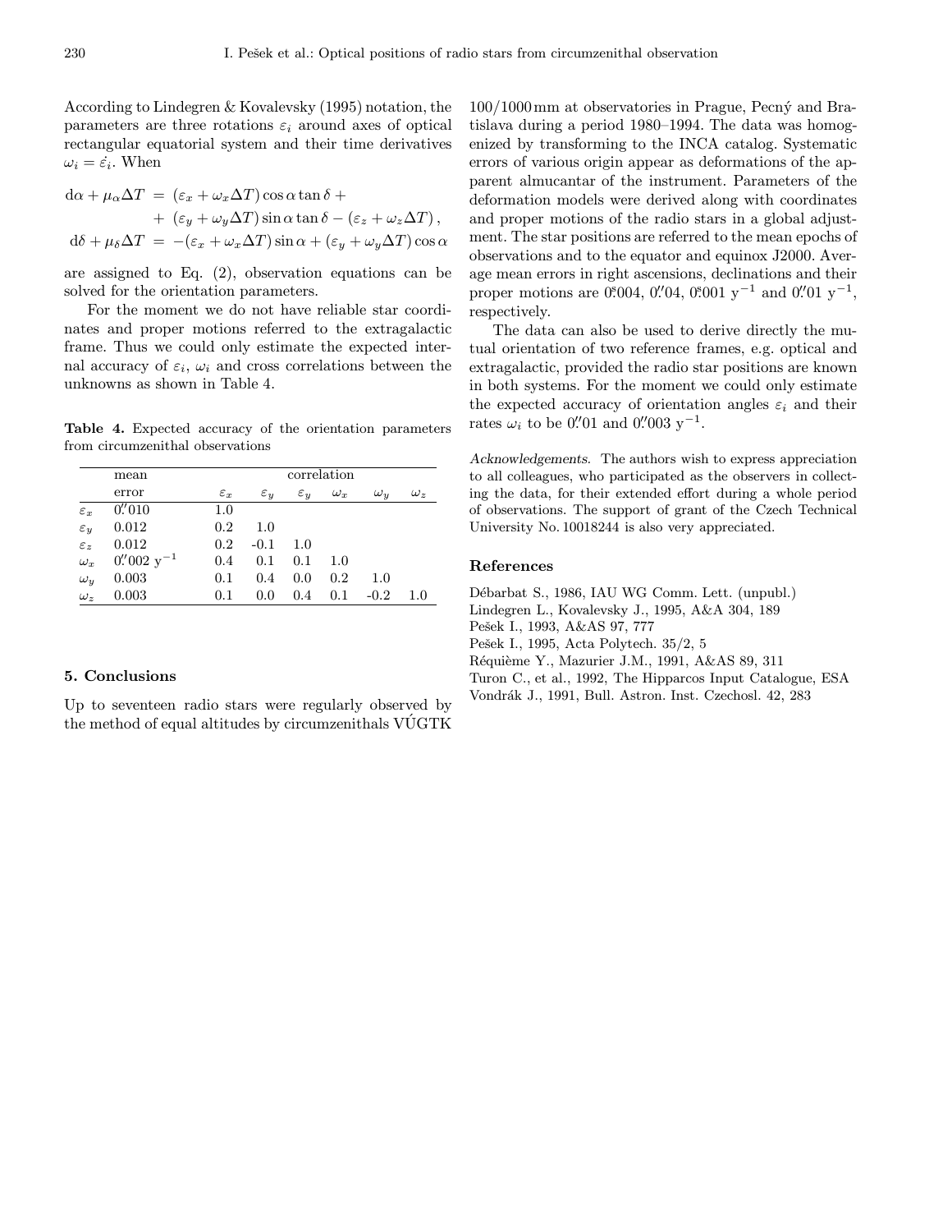According to Lindegren & Kovalevsky (1995) notation, the parameters are three rotations $\varepsilon_i$ around axes of optical rectangular equatorial system and their time derivatives $\omega_i = \dot{\varepsilon_i}$. When

$$
\begin{aligned}
\mathrm{d}\alpha + \mu_\alpha \Delta T &= (\varepsilon_x + \omega_x \Delta T)\cos\alpha\tan\delta + \\
&+ (\varepsilon_y + \omega_y \Delta T)\sin\alpha\tan\delta - (\varepsilon_z + \omega_z \Delta T)\,, \\
\mathrm{d}\delta + \mu_\delta \Delta T &= -(\varepsilon_x + \omega_x \Delta T)\sin\alpha + (\varepsilon_y + \omega_y \Delta T)\cos\alpha
\end{aligned}
$$

are assigned to Eq. (2), observation equations can be solved for the orientation parameters.

For the moment we do not have reliable star coordinates and proper motions referred to the extragalactic frame. Thus we could only estimate the expected internal accuracy of $\varepsilon_i$, $\omega_i$ and cross correlations between the unknowns as shown in Table 4.

**Table 4.** Expected accuracy of the orientation parameters from circumzenithal observations

| | mean error | correlation | | | | | |
|---|---|---|---|---|---|---|---|
| | | $\varepsilon_x$ | $\varepsilon_y$ | $\varepsilon_y$ | $\omega_x$ | $\omega_y$ | $\omega_z$ |
| $\varepsilon_x$ | $0''\!.010$ | 1.0 | | | | | |
| $\varepsilon_y$ | 0.012 | 0.2 | 1.0 | | | | |
| $\varepsilon_z$ | 0.012 | 0.2 | -0.1 | 1.0 | | | |
| $\omega_x$ | $0''\!.002\ \mathrm{y}^{-1}$ | 0.4 | 0.1 | 0.1 | 1.0 | | |
| $\omega_y$ | 0.003 | 0.1 | 0.4 | 0.0 | 0.2 | 1.0 | |
| $\omega_z$ | 0.003 | 0.1 | 0.0 | 0.4 | 0.1 | -0.2 | 1.0 |

## 5. Conclusions

Up to seventeen radio stars were regularly observed by the method of equal altitudes by circumzenithals VÚGTK 100/1000 mm at observatories in Prague, Pecný and Bratislava during a period 1980–1994. The data was homogenized by transforming to the INCA catalog. Systematic errors of various origin appear as deformations of the apparent almucantar of the instrument. Parameters of the deformation models were derived along with coordinates and proper motions of the radio stars in a global adjustment. The star positions are referred to the mean epochs of observations and to the equator and equinox J2000. Average mean errors in right ascensions, declinations and their proper motions are $0^{\mathrm{s}}\!.004$, $0''\!.04$, $0^{\mathrm{s}}\!.001\ \mathrm{y}^{-1}$ and $0''\!.01\ \mathrm{y}^{-1}$, respectively.

The data can also be used to derive directly the mutual orientation of two reference frames, e.g. optical and extragalactic, provided the radio star positions are known in both systems. For the moment we could only estimate the expected accuracy of orientation angles $\varepsilon_i$ and their rates $\omega_i$ to be $0''\!.01$ and $0''\!.003\ \mathrm{y}^{-1}$.

*Acknowledgements.* The authors wish to express appreciation to all colleagues, who participated as the observers in collecting the data, for their extended effort during a whole period of observations. The support of grant of the Czech Technical University No. 10018244 is also very appreciated.

## References

Débarbat S., 1986, IAU WG Comm. Lett. (unpubl.)
Lindegren L., Kovalevsky J., 1995, A&A 304, 189
Pešek I., 1993, A&AS 97, 777
Pešek I., 1995, Acta Polytech. 35/2, 5
Réquième Y., Mazurier J.M., 1991, A&AS 89, 311
Turon C., et al., 1992, The Hipparcos Input Catalogue, ESA
Vondrák J., 1991, Bull. Astron. Inst. Czechosl. 42, 283